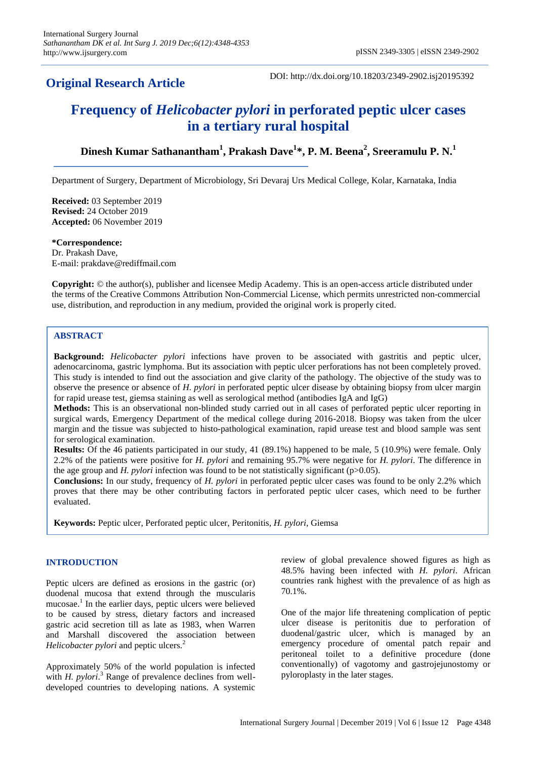## Original Research Article

DOI: http://dx.doi.org/10.18203/2349-2902.isj20195392

# Frequency of *Helicobacter pylori* in perforated peptic ulcer cases in a tertiary rural hospital

**Dinesh Kumar Sathanantham[1], Prakash Dave[1]*, P. M. Beena[2], Sreeramulu P. N.[1]**

Department of Surgery, Department of Microbiology, Sri Devaraj Urs Medical College, Kolar, Karnataka, India

**Received:** 03 September 2019
**Revised:** 24 October 2019
**Accepted:** 06 November 2019

***Correspondence:**
Dr. Prakash Dave,
E-mail: prakdave@rediffmail.com

**Copyright:** © the author(s), publisher and licensee Medip Academy. This is an open-access article distributed under the terms of the Creative Commons Attribution Non-Commercial License, which permits unrestricted non-commercial use, distribution, and reproduction in any medium, provided the original work is properly cited.

## ABSTRACT

**Background:** *Helicobacter pylori* infections have proven to be associated with gastritis and peptic ulcer, adenocarcinoma, gastric lymphoma. But its association with peptic ulcer perforations has not been completely proved. This study is intended to find out the association and give clarity of the pathology. The objective of the study was to observe the presence or absence of *H. pylori* in perforated peptic ulcer disease by obtaining biopsy from ulcer margin for rapid urease test, giemsa staining as well as serological method (antibodies IgA and IgG)

**Methods:** This is an observational non-blinded study carried out in all cases of perforated peptic ulcer reporting in surgical wards, Emergency Department of the medical college during 2016-2018. Biopsy was taken from the ulcer margin and the tissue was subjected to histo-pathological examination, rapid urease test and blood sample was sent for serological examination.

**Results:** Of the 46 patients participated in our study, 41 (89.1%) happened to be male, 5 (10.9%) were female. Only 2.2% of the patients were positive for *H. pylori* and remaining 95.7% were negative for *H. pylori*. The difference in the age group and *H. pylori* infection was found to be not statistically significant (p>0.05).

**Conclusions:** In our study, frequency of *H. pylori* in perforated peptic ulcer cases was found to be only 2.2% which proves that there may be other contributing factors in perforated peptic ulcer cases, which need to be further evaluated.

**Keywords:** Peptic ulcer, Perforated peptic ulcer, Peritonitis, *H. pylori*, Giemsa

## INTRODUCTION

Peptic ulcers are defined as erosions in the gastric (or) duodenal mucosa that extend through the muscularis mucosae.[1] In the earlier days, peptic ulcers were believed to be caused by stress, dietary factors and increased gastric acid secretion till as late as 1983, when Warren and Marshall discovered the association between *Helicobacter pylori* and peptic ulcers.[2]

Approximately 50% of the world population is infected with *H. pylori*.[3] Range of prevalence declines from well-developed countries to developing nations. A systemic review of global prevalence showed figures as high as 48.5% having been infected with *H. pylori*. African countries rank highest with the prevalence of as high as 70.1%.

One of the major life threatening complication of peptic ulcer disease is peritonitis due to perforation of duodenal/gastric ulcer, which is managed by an emergency procedure of omental patch repair and peritoneal toilet to a definitive procedure (done conventionally) of vagotomy and gastrojejunostomy or pyloroplasty in the later stages.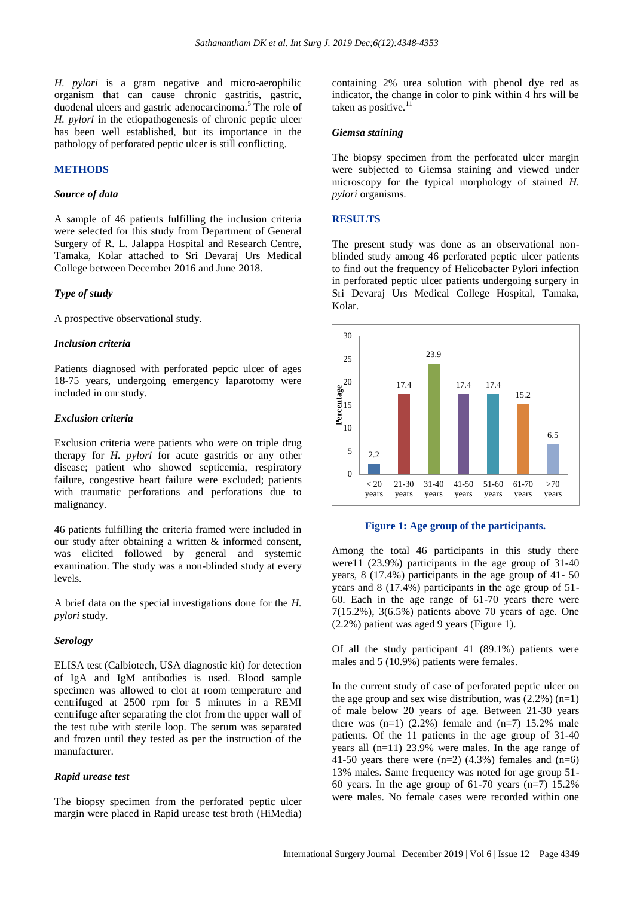*H. pylori* is a gram negative and micro-aerophilic organism that can cause chronic gastritis, gastric, duodenal ulcers and gastric adenocarcinoma.[5] The role of *H. pylori* in the etiopathogenesis of chronic peptic ulcer has been well established, but its importance in the pathology of perforated peptic ulcer is still conflicting.

## METHODS

### *Source of data*

A sample of 46 patients fulfilling the inclusion criteria were selected for this study from Department of General Surgery of R. L. Jalappa Hospital and Research Centre, Tamaka, Kolar attached to Sri Devaraj Urs Medical College between December 2016 and June 2018.

### *Type of study*

A prospective observational study.

### *Inclusion criteria*

Patients diagnosed with perforated peptic ulcer of ages 18-75 years, undergoing emergency laparotomy were included in our study.

### *Exclusion criteria*

Exclusion criteria were patients who were on triple drug therapy for *H. pylori* for acute gastritis or any other disease; patient who showed septicemia, respiratory failure, congestive heart failure were excluded; patients with traumatic perforations and perforations due to malignancy.

46 patients fulfilling the criteria framed were included in our study after obtaining a written & informed consent, was elicited followed by general and systemic examination. The study was a non-blinded study at every levels.

A brief data on the special investigations done for the *H. pylori* study.

### *Serology*

ELISA test (Calbiotech, USA diagnostic kit) for detection of IgA and IgM antibodies is used. Blood sample specimen was allowed to clot at room temperature and centrifuged at 2500 rpm for 5 minutes in a REMI centrifuge after separating the clot from the upper wall of the test tube with sterile loop. The serum was separated and frozen until they tested as per the instruction of the manufacturer.

### *Rapid urease test*

The biopsy specimen from the perforated peptic ulcer margin were placed in Rapid urease test broth (HiMedia) containing 2% urea solution with phenol dye red as indicator, the change in color to pink within 4 hrs will be taken as positive.[11]

### *Giemsa staining*

The biopsy specimen from the perforated ulcer margin were subjected to Giemsa staining and viewed under microscopy for the typical morphology of stained *H. pylori* organisms.

## RESULTS

The present study was done as an observational non-blinded study among 46 perforated peptic ulcer patients to find out the frequency of Helicobacter Pylori infection in perforated peptic ulcer patients undergoing surgery in Sri Devaraj Urs Medical College Hospital, Tamaka, Kolar.

| Age group | Percentage |
|---|---|
| < 20 years | 2.2 |
| 21-30 years | 17.4 |
| 31-40 years | 23.9 |
| 41-50 years | 17.4 |
| 51-60 years | 17.4 |
| 61-70 years | 15.2 |
| >70 years | 6.5 |

**Figure 1: Age group of the participants.**

Among the total 46 participants in this study there were11 (23.9%) participants in the age group of 31-40 years, 8 (17.4%) participants in the age group of 41- 50 years and 8 (17.4%) participants in the age group of 51-60. Each in the age range of 61-70 years there were 7(15.2%), 3(6.5%) patients above 70 years of age. One (2.2%) patient was aged 9 years (Figure 1).

Of all the study participant 41 (89.1%) patients were males and 5 (10.9%) patients were females.

In the current study of case of perforated peptic ulcer on the age group and sex wise distribution, was (2.2%) (n=1) of male below 20 years of age. Between 21-30 years there was (n=1) (2.2%) female and (n=7) 15.2% male patients. Of the 11 patients in the age group of 31-40 years all (n=11) 23.9% were males. In the age range of 41-50 years there were (n=2) (4.3%) females and (n=6) 13% males. Same frequency was noted for age group 51-60 years. In the age group of 61-70 years (n=7) 15.2% were males. No female cases were recorded within one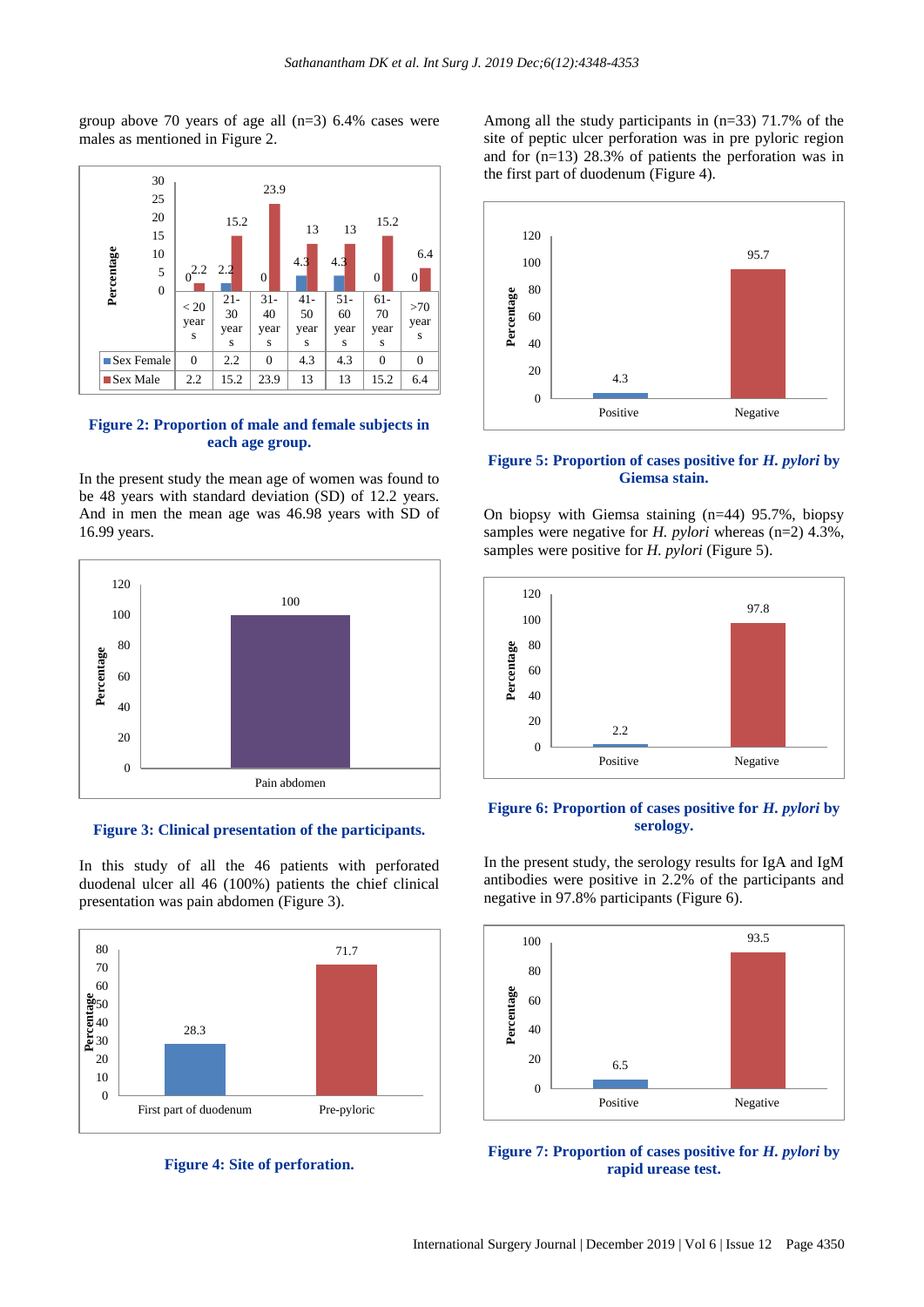group above 70 years of age all (n=3) 6.4% cases were males as mentioned in Figure 2.

| | < 20 years | 21-30 years | 31-40 years | 41-50 years | 51-60 years | 61-70 years | >70 years |
|---|---|---|---|---|---|---|---|
| Sex Female | 0 | 2.2 | 0 | 4.3 | 4.3 | 0 | 0 |
| Sex Male | 2.2 | 15.2 | 23.9 | 13 | 13 | 15.2 | 6.4 |

**Figure 2: Proportion of male and female subjects in each age group.**

In the present study the mean age of women was found to be 48 years with standard deviation (SD) of 12.2 years. And in men the mean age was 46.98 years with SD of 16.99 years.

**Figure 3: Clinical presentation of the participants.**

In this study of all the 46 patients with perforated duodenal ulcer all 46 (100%) patients the chief clinical presentation was pain abdomen (Figure 3).

**Figure 4: Site of perforation.**

Among all the study participants in (n=33) 71.7% of the site of peptic ulcer perforation was in pre pyloric region and for (n=13) 28.3% of patients the perforation was in the first part of duodenum (Figure 4).

**Figure 5: Proportion of cases positive for *H. pylori* by Giemsa stain.**

On biopsy with Giemsa staining (n=44) 95.7%, biopsy samples were negative for *H. pylori* whereas (n=2) 4.3%, samples were positive for *H. pylori* (Figure 5).

**Figure 6: Proportion of cases positive for *H. pylori* by serology.**

In the present study, the serology results for IgA and IgM antibodies were positive in 2.2% of the participants and negative in 97.8% participants (Figure 6).

**Figure 7: Proportion of cases positive for *H. pylori* by rapid urease test.**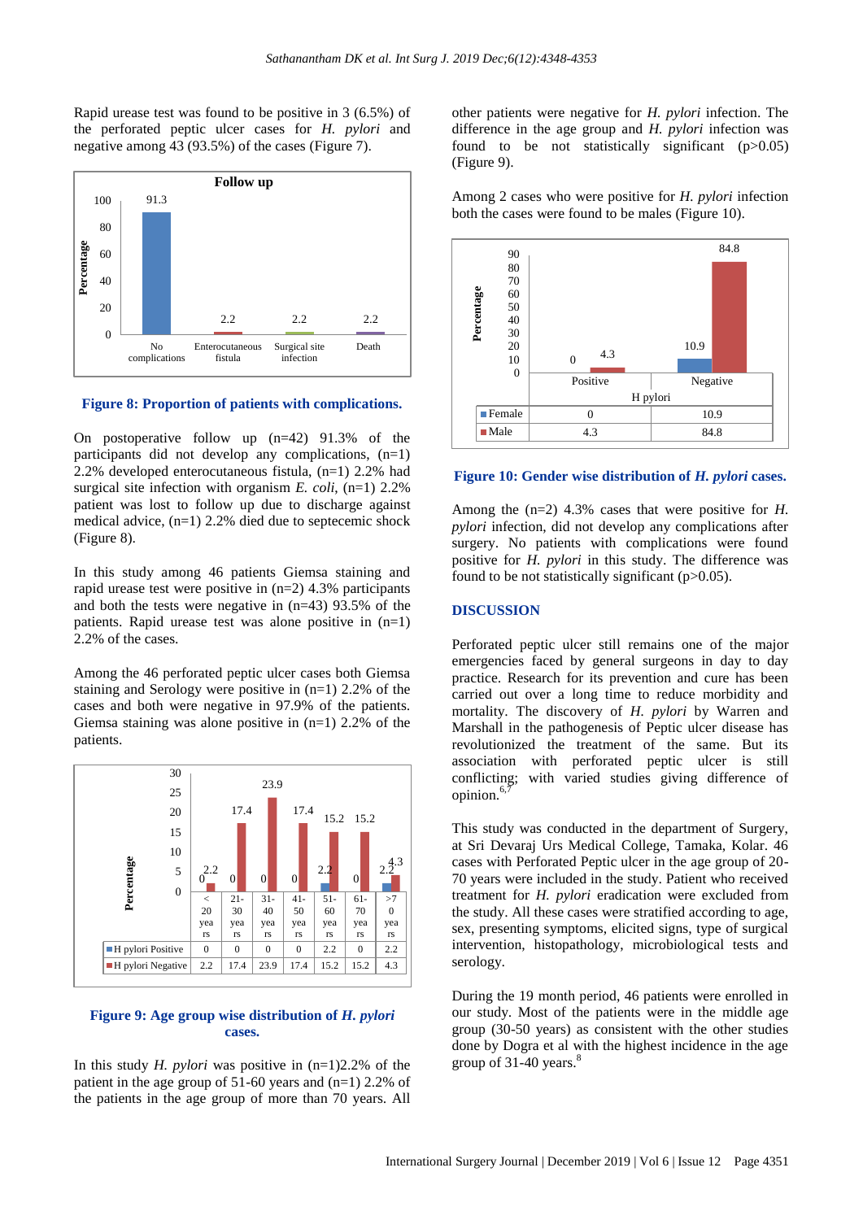Rapid urease test was found to be positive in 3 (6.5%) of the perforated peptic ulcer cases for *H. pylori* and negative among 43 (93.5%) of the cases (Figure 7).

**Figure 8: Proportion of patients with complications.**

On postoperative follow up (n=42) 91.3% of the participants did not develop any complications, (n=1) 2.2% developed enterocutaneous fistula, (n=1) 2.2% had surgical site infection with organism *E. coli*, (n=1) 2.2% patient was lost to follow up due to discharge against medical advice, (n=1) 2.2% died due to septecemic shock (Figure 8).

In this study among 46 patients Giemsa staining and rapid urease test were positive in (n=2) 4.3% participants and both the tests were negative in (n=43) 93.5% of the patients. Rapid urease test was alone positive in (n=1) 2.2% of the cases.

Among the 46 perforated peptic ulcer cases both Giemsa staining and Serology were positive in (n=1) 2.2% of the cases and both were negative in 97.9% of the patients. Giemsa staining was alone positive in (n=1) 2.2% of the patients.

| | <20 years | 21-30 years | 31-40 years | 41-50 years | 51-60 years | 61-70 years | >70 years |
|---|---|---|---|---|---|---|---|
| H pylori Positive | 0 | 0 | 0 | 0 | 2.2 | 0 | 2.2 |
| H pylori Negative | 2.2 | 17.4 | 23.9 | 17.4 | 15.2 | 15.2 | 4.3 |

**Figure 9: Age group wise distribution of *H. pylori* cases.**

In this study *H. pylori* was positive in (n=1)2.2% of the patient in the age group of 51-60 years and (n=1) 2.2% of the patients in the age group of more than 70 years. All other patients were negative for *H. pylori* infection. The difference in the age group and *H. pylori* infection was found to be not statistically significant (p>0.05) (Figure 9).

Among 2 cases who were positive for *H. pylori* infection both the cases were found to be males (Figure 10).

| H pylori | Positive | Negative |
|---|---|---|
| Female | 0 | 10.9 |
| Male | 4.3 | 84.8 |

**Figure 10: Gender wise distribution of *H. pylori* cases.**

Among the (n=2) 4.3% cases that were positive for *H. pylori* infection, did not develop any complications after surgery. No patients with complications were found positive for *H. pylori* in this study. The difference was found to be not statistically significant (p>0.05).

## DISCUSSION

Perforated peptic ulcer still remains one of the major emergencies faced by general surgeons in day to day practice. Research for its prevention and cure has been carried out over a long time to reduce morbidity and mortality. The discovery of *H. pylori* by Warren and Marshall in the pathogenesis of Peptic ulcer disease has revolutionized the treatment of the same. But its association with perforated peptic ulcer is still conflicting; with varied studies giving difference of opinion.[6,7]

This study was conducted in the department of Surgery, at Sri Devaraj Urs Medical College, Tamaka, Kolar. 46 cases with Perforated Peptic ulcer in the age group of 20-70 years were included in the study. Patient who received treatment for *H. pylori* eradication were excluded from the study. All these cases were stratified according to age, sex, presenting symptoms, elicited signs, type of surgical intervention, histopathology, microbiological tests and serology.

During the 19 month period, 46 patients were enrolled in our study. Most of the patients were in the middle age group (30-50 years) as consistent with the other studies done by Dogra et al with the highest incidence in the age group of 31-40 years.[8]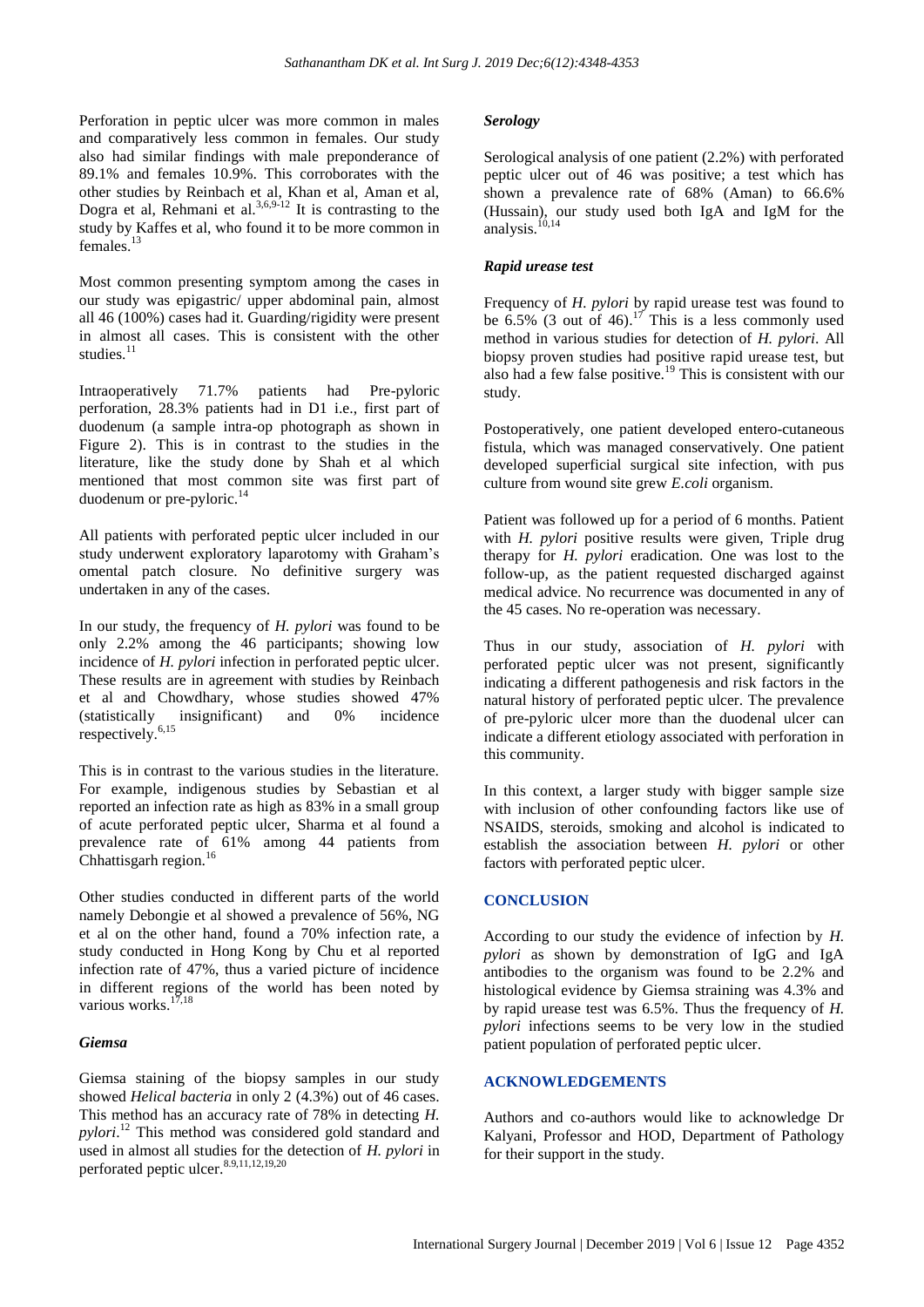Perforation in peptic ulcer was more common in males and comparatively less common in females. Our study also had similar findings with male preponderance of 89.1% and females 10.9%. This corroborates with the other studies by Reinbach et al, Khan et al, Aman et al, Dogra et al, Rehmani et al.[3,6,9-12] It is contrasting to the study by Kaffes et al, who found it to be more common in females.[13]

Most common presenting symptom among the cases in our study was epigastric/ upper abdominal pain, almost all 46 (100%) cases had it. Guarding/rigidity were present in almost all cases. This is consistent with the other studies.[11]

Intraoperatively 71.7% patients had Pre-pyloric perforation, 28.3% patients had in D1 i.e., first part of duodenum (a sample intra-op photograph as shown in Figure 2). This is in contrast to the studies in the literature, like the study done by Shah et al which mentioned that most common site was first part of duodenum or pre-pyloric.[14]

All patients with perforated peptic ulcer included in our study underwent exploratory laparotomy with Graham's omental patch closure. No definitive surgery was undertaken in any of the cases.

In our study, the frequency of *H. pylori* was found to be only 2.2% among the 46 participants; showing low incidence of *H. pylori* infection in perforated peptic ulcer. These results are in agreement with studies by Reinbach et al and Chowdhary, whose studies showed 47% (statistically insignificant) and 0% incidence respectively.[6,15]

This is in contrast to the various studies in the literature. For example, indigenous studies by Sebastian et al reported an infection rate as high as 83% in a small group of acute perforated peptic ulcer, Sharma et al found a prevalence rate of 61% among 44 patients from Chhattisgarh region.[16]

Other studies conducted in different parts of the world namely Debongie et al showed a prevalence of 56%, NG et al on the other hand, found a 70% infection rate, a study conducted in Hong Kong by Chu et al reported infection rate of 47%, thus a varied picture of incidence in different regions of the world has been noted by various works.[17,18]

### *Giemsa*

Giemsa staining of the biopsy samples in our study showed *Helical bacteria* in only 2 (4.3%) out of 46 cases. This method has an accuracy rate of 78% in detecting *H. pylori*.[12] This method was considered gold standard and used in almost all studies for the detection of *H. pylori* in perforated peptic ulcer.[8,9,11,12,19,20]

### *Serology*

Serological analysis of one patient (2.2%) with perforated peptic ulcer out of 46 was positive; a test which has shown a prevalence rate of 68% (Aman) to 66.6% (Hussain), our study used both IgA and IgM for the analysis.[10,14]

### *Rapid urease test*

Frequency of *H. pylori* by rapid urease test was found to be 6.5% (3 out of 46).[17] This is a less commonly used method in various studies for detection of *H. pylori*. All biopsy proven studies had positive rapid urease test, but also had a few false positive.[19] This is consistent with our study.

Postoperatively, one patient developed entero-cutaneous fistula, which was managed conservatively. One patient developed superficial surgical site infection, with pus culture from wound site grew *E.coli* organism.

Patient was followed up for a period of 6 months. Patient with *H. pylori* positive results were given, Triple drug therapy for *H. pylori* eradication. One was lost to the follow-up, as the patient requested discharged against medical advice. No recurrence was documented in any of the 45 cases. No re-operation was necessary.

Thus in our study, association of *H. pylori* with perforated peptic ulcer was not present, significantly indicating a different pathogenesis and risk factors in the natural history of perforated peptic ulcer. The prevalence of pre-pyloric ulcer more than the duodenal ulcer can indicate a different etiology associated with perforation in this community.

In this context, a larger study with bigger sample size with inclusion of other confounding factors like use of NSAIDS, steroids, smoking and alcohol is indicated to establish the association between *H. pylori* or other factors with perforated peptic ulcer.

## CONCLUSION

According to our study the evidence of infection by *H. pylori* as shown by demonstration of IgG and IgA antibodies to the organism was found to be 2.2% and histological evidence by Giemsa straining was 4.3% and by rapid urease test was 6.5%. Thus the frequency of *H. pylori* infections seems to be very low in the studied patient population of perforated peptic ulcer.

## ACKNOWLEDGEMENTS

Authors and co-authors would like to acknowledge Dr Kalyani, Professor and HOD, Department of Pathology for their support in the study.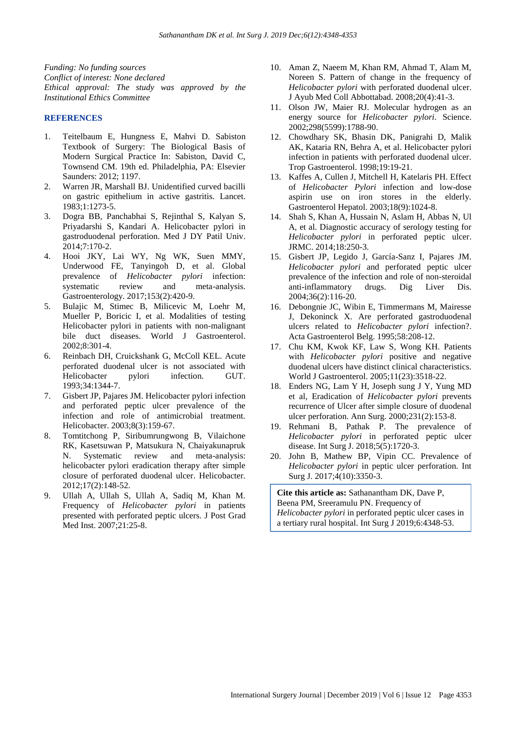*Funding: No funding sources*
*Conflict of interest: None declared*
*Ethical approval: The study was approved by the Institutional Ethics Committee*

## REFERENCES

1. Teitelbaum E, Hungness E, Mahvi D. Sabiston Textbook of Surgery: The Biological Basis of Modern Surgical Practice In: Sabiston, David C, Townsend CM. 19th ed. Philadelphia, PA: Elsevier Saunders: 2012; 1197.
2. Warren JR, Marshall BJ. Unidentified curved bacilli on gastric epithelium in active gastritis. Lancet. 1983;1:1273-5.
3. Dogra BB, Panchabhai S, Rejinthal S, Kalyan S, Priyadarshi S, Kandari A. Helicobacter pylori in gastroduodenal perforation. Med J DY Patil Univ. 2014;7:170-2.
4. Hooi JKY, Lai WY, Ng WK, Suen MMY, Underwood FE, Tanyingoh D, et al. Global prevalence of *Helicobacter pylori* infection: systematic review and meta-analysis. Gastroenterology. 2017;153(2):420-9.
5. Bulajic M, Stimec B, Milicevic M, Loehr M, Mueller P, Boricic I, et al. Modalities of testing Helicobacter pylori in patients with non-malignant bile duct diseases. World J Gastroenterol. 2002;8:301-4.
6. Reinbach DH, Cruickshank G, McColl KEL. Acute perforated duodenal ulcer is not associated with Helicobacter pylori infection. GUT. 1993;34:1344-7.
7. Gisbert JP, Pajares JM. Helicobacter pylori infection and perforated peptic ulcer prevalence of the infection and role of antimicrobial treatment. Helicobacter. 2003;8(3):159-67.
8. Tomtitchong P, Siribumrungwong B, Vilaichone RK, Kasetsuwan P, Matsukura N, Chaiyakunapruk N. Systematic review and meta-analysis: helicobacter pylori eradication therapy after simple closure of perforated duodenal ulcer. Helicobacter. 2012;17(2):148-52.
9. Ullah A, Ullah S, Ullah A, Sadiq M, Khan M. Frequency of *Helicobacter pylori* in patients presented with perforated peptic ulcers. J Post Grad Med Inst. 2007;21:25-8.
10. Aman Z, Naeem M, Khan RM, Ahmad T, Alam M, Noreen S. Pattern of change in the frequency of *Helicobacter pylori* with perforated duodenal ulcer. J Ayub Med Coll Abbottabad. 2008;20(4):41-3.
11. Olson JW, Maier RJ. Molecular hydrogen as an energy source for *Helicobacter pylori*. Science. 2002;298(5599):1788-90.
12. Chowdhary SK, Bhasin DK, Panigrahi D, Malik AK, Kataria RN, Behra A, et al. Helicobacter pylori infection in patients with perforated duodenal ulcer. Trop Gastroenterol. 1998;19:19-21.
13. Kaffes A, Cullen J, Mitchell H, Katelaris PH. Effect of *Helicobacter Pylori* infection and low-dose aspirin use on iron stores in the elderly. Gastroenterol Hepatol. 2003;18(9):1024-8.
14. Shah S, Khan A, Hussain N, Aslam H, Abbas N, Ul A, et al. Diagnostic accuracy of serology testing for *Helicobacter pylori* in perforated peptic ulcer. JRMC. 2014;18:250-3.
15. Gisbert JP, Legido J, García-Sanz I, Pajares JM. *Helicobacter pylori* and perforated peptic ulcer prevalence of the infection and role of non-steroidal anti-inflammatory drugs. Dig Liver Dis. 2004;36(2):116-20.
16. Debongnie JC, Wibin E, Timmermans M, Mairesse J, Dekoninck X. Are perforated gastroduodenal ulcers related to *Helicobacter pylori* infection?. Acta Gastroenterol Belg. 1995;58:208-12.
17. Chu KM, Kwok KF, Law S, Wong KH. Patients with *Helicobacter pylori* positive and negative duodenal ulcers have distinct clinical characteristics. World J Gastroenterol. 2005;11(23):3518-22.
18. Enders NG, Lam Y H, Joseph sung J Y, Yung MD et al, Eradication of *Helicobacter pylori* prevents recurrence of Ulcer after simple closure of duodenal ulcer perforation. Ann Surg. 2000;231(2):153-8.
19. Rehmani B, Pathak P. The prevalence of *Helicobacter pylori* in perforated peptic ulcer disease. Int Surg J. 2018;5(5):1720-3.
20. John B, Mathew BP, Vipin CC. Prevalence of *Helicobacter pylori* in peptic ulcer perforation. Int Surg J. 2017;4(10):3350-3.

**Cite this article as:** Sathanantham DK, Dave P, Beena PM, Sreeramulu PN. Frequency of *Helicobacter pylori* in perforated peptic ulcer cases in a tertiary rural hospital. Int Surg J 2019;6:4348-53.